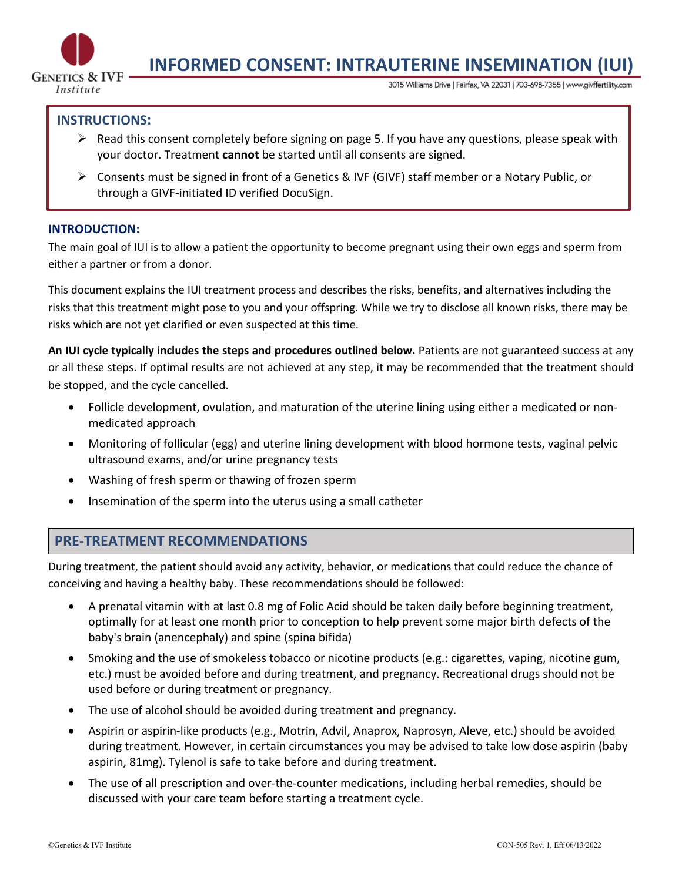# INFORMED CONSENT: INTRAUTERINE INSEMINATION (IUI)

Genetics & IVF Institute

3015 Williams Drive | Fairfax, VA 22031 | 703-698-7355 | www.givffertility.com

## INSTRUCTIONS:

- Read this consent completely before signing on page 5. If you have any questions, please speak with your doctor. Treatment **cannot** be started until all consents are signed.
- Consents must be signed in front of a Genetics & IVF (GIVF) staff member or a Notary Public, or through a GIVF-initiated ID verified DocuSign.

## INTRODUCTION:

The main goal of IUI is to allow a patient the opportunity to become pregnant using their own eggs and sperm from either a partner or from a donor.

This document explains the IUI treatment process and describes the risks, benefits, and alternatives including the risks that this treatment might pose to you and your offspring. While we try to disclose all known risks, there may be risks which are not yet clarified or even suspected at this time.

**An IUI cycle typically includes the steps and procedures outlined below.** Patients are not guaranteed success at any or all these steps. If optimal results are not achieved at any step, it may be recommended that the treatment should be stopped, and the cycle cancelled.

- Follicle development, ovulation, and maturation of the uterine lining using either a medicated or non-medicated approach
- Monitoring of follicular (egg) and uterine lining development with blood hormone tests, vaginal pelvic ultrasound exams, and/or urine pregnancy tests
- Washing of fresh sperm or thawing of frozen sperm
- Insemination of the sperm into the uterus using a small catheter

## PRE-TREATMENT RECOMMENDATIONS

During treatment, the patient should avoid any activity, behavior, or medications that could reduce the chance of conceiving and having a healthy baby. These recommendations should be followed:

- A prenatal vitamin with at last 0.8 mg of Folic Acid should be taken daily before beginning treatment, optimally for at least one month prior to conception to help prevent some major birth defects of the baby's brain (anencephaly) and spine (spina bifida)
- Smoking and the use of smokeless tobacco or nicotine products (e.g.: cigarettes, vaping, nicotine gum, etc.) must be avoided before and during treatment, and pregnancy. Recreational drugs should not be used before or during treatment or pregnancy.
- The use of alcohol should be avoided during treatment and pregnancy.
- Aspirin or aspirin-like products (e.g., Motrin, Advil, Anaprox, Naprosyn, Aleve, etc.) should be avoided during treatment. However, in certain circumstances you may be advised to take low dose aspirin (baby aspirin, 81mg). Tylenol is safe to take before and during treatment.
- The use of all prescription and over-the-counter medications, including herbal remedies, should be discussed with your care team before starting a treatment cycle.

©Genetics & IVF Institute CON-505 Rev. 1, Eff 06/13/2022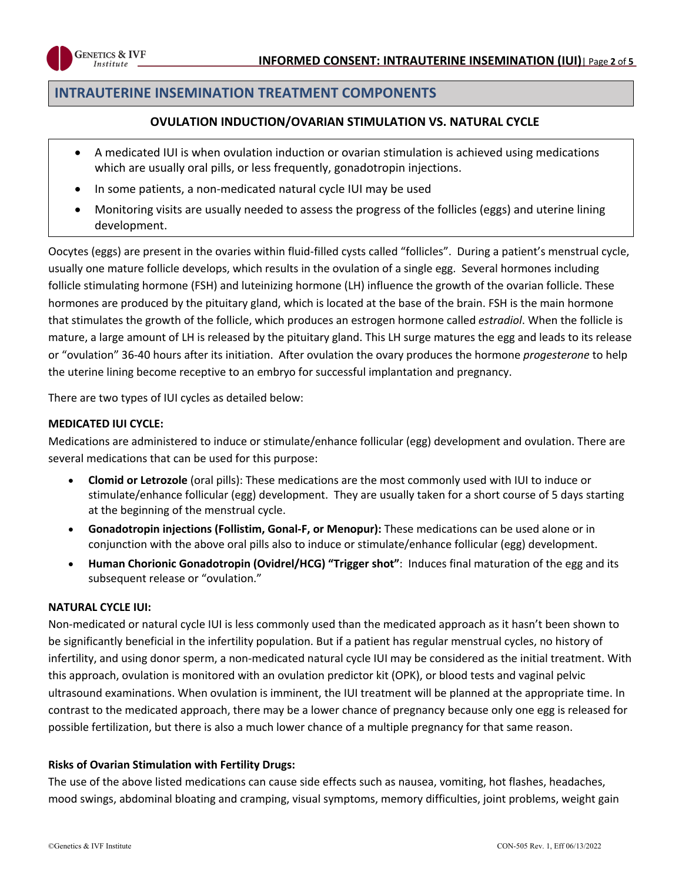## INTRAUTERINE INSEMINATION TREATMENT COMPONENTS

### OVULATION INDUCTION/OVARIAN STIMULATION VS. NATURAL CYCLE

- A medicated IUI is when ovulation induction or ovarian stimulation is achieved using medications which are usually oral pills, or less frequently, gonadotropin injections.
- In some patients, a non-medicated natural cycle IUI may be used
- Monitoring visits are usually needed to assess the progress of the follicles (eggs) and uterine lining development.

Oocytes (eggs) are present in the ovaries within fluid-filled cysts called "follicles". During a patient's menstrual cycle, usually one mature follicle develops, which results in the ovulation of a single egg. Several hormones including follicle stimulating hormone (FSH) and luteinizing hormone (LH) influence the growth of the ovarian follicle. These hormones are produced by the pituitary gland, which is located at the base of the brain. FSH is the main hormone that stimulates the growth of the follicle, which produces an estrogen hormone called *estradiol*. When the follicle is mature, a large amount of LH is released by the pituitary gland. This LH surge matures the egg and leads to its release or "ovulation" 36-40 hours after its initiation. After ovulation the ovary produces the hormone *progesterone* to help the uterine lining become receptive to an embryo for successful implantation and pregnancy.

There are two types of IUI cycles as detailed below:

**MEDICATED IUI CYCLE:**
Medications are administered to induce or stimulate/enhance follicular (egg) development and ovulation. There are several medications that can be used for this purpose:

- **Clomid or Letrozole** (oral pills): These medications are the most commonly used with IUI to induce or stimulate/enhance follicular (egg) development. They are usually taken for a short course of 5 days starting at the beginning of the menstrual cycle.
- **Gonadotropin injections (Follistim, Gonal-F, or Menopur):** These medications can be used alone or in conjunction with the above oral pills also to induce or stimulate/enhance follicular (egg) development.
- **Human Chorionic Gonadotropin (Ovidrel/HCG) "Trigger shot"**: Induces final maturation of the egg and its subsequent release or "ovulation."

**NATURAL CYCLE IUI:**
Non-medicated or natural cycle IUI is less commonly used than the medicated approach as it hasn't been shown to be significantly beneficial in the infertility population. But if a patient has regular menstrual cycles, no history of infertility, and using donor sperm, a non-medicated natural cycle IUI may be considered as the initial treatment. With this approach, ovulation is monitored with an ovulation predictor kit (OPK), or blood tests and vaginal pelvic ultrasound examinations. When ovulation is imminent, the IUI treatment will be planned at the appropriate time. In contrast to the medicated approach, there may be a lower chance of pregnancy because only one egg is released for possible fertilization, but there is also a much lower chance of a multiple pregnancy for that same reason.

**Risks of Ovarian Stimulation with Fertility Drugs:**
The use of the above listed medications can cause side effects such as nausea, vomiting, hot flashes, headaches, mood swings, abdominal bloating and cramping, visual symptoms, memory difficulties, joint problems, weight gain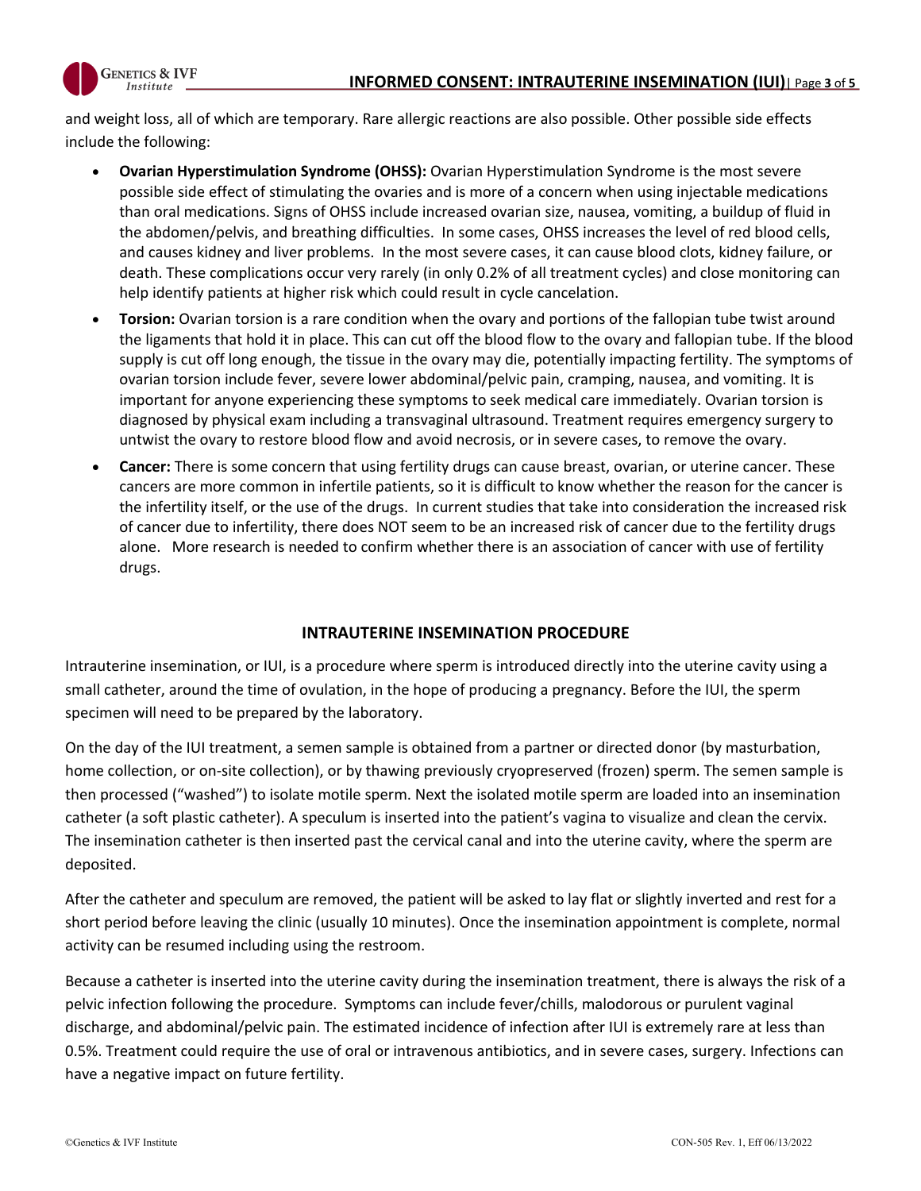and weight loss, all of which are temporary. Rare allergic reactions are also possible. Other possible side effects include the following:

- **Ovarian Hyperstimulation Syndrome (OHSS):** Ovarian Hyperstimulation Syndrome is the most severe possible side effect of stimulating the ovaries and is more of a concern when using injectable medications than oral medications. Signs of OHSS include increased ovarian size, nausea, vomiting, a buildup of fluid in the abdomen/pelvis, and breathing difficulties. In some cases, OHSS increases the level of red blood cells, and causes kidney and liver problems. In the most severe cases, it can cause blood clots, kidney failure, or death. These complications occur very rarely (in only 0.2% of all treatment cycles) and close monitoring can help identify patients at higher risk which could result in cycle cancelation.
- **Torsion:** Ovarian torsion is a rare condition when the ovary and portions of the fallopian tube twist around the ligaments that hold it in place. This can cut off the blood flow to the ovary and fallopian tube. If the blood supply is cut off long enough, the tissue in the ovary may die, potentially impacting fertility. The symptoms of ovarian torsion include fever, severe lower abdominal/pelvic pain, cramping, nausea, and vomiting. It is important for anyone experiencing these symptoms to seek medical care immediately. Ovarian torsion is diagnosed by physical exam including a transvaginal ultrasound. Treatment requires emergency surgery to untwist the ovary to restore blood flow and avoid necrosis, or in severe cases, to remove the ovary.
- **Cancer:** There is some concern that using fertility drugs can cause breast, ovarian, or uterine cancer. These cancers are more common in infertile patients, so it is difficult to know whether the reason for the cancer is the infertility itself, or the use of the drugs. In current studies that take into consideration the increased risk of cancer due to infertility, there does NOT seem to be an increased risk of cancer due to the fertility drugs alone. More research is needed to confirm whether there is an association of cancer with use of fertility drugs.

## INTRAUTERINE INSEMINATION PROCEDURE

Intrauterine insemination, or IUI, is a procedure where sperm is introduced directly into the uterine cavity using a small catheter, around the time of ovulation, in the hope of producing a pregnancy. Before the IUI, the sperm specimen will need to be prepared by the laboratory.

On the day of the IUI treatment, a semen sample is obtained from a partner or directed donor (by masturbation, home collection, or on-site collection), or by thawing previously cryopreserved (frozen) sperm. The semen sample is then processed ("washed") to isolate motile sperm. Next the isolated motile sperm are loaded into an insemination catheter (a soft plastic catheter). A speculum is inserted into the patient's vagina to visualize and clean the cervix. The insemination catheter is then inserted past the cervical canal and into the uterine cavity, where the sperm are deposited.

After the catheter and speculum are removed, the patient will be asked to lay flat or slightly inverted and rest for a short period before leaving the clinic (usually 10 minutes). Once the insemination appointment is complete, normal activity can be resumed including using the restroom.

Because a catheter is inserted into the uterine cavity during the insemination treatment, there is always the risk of a pelvic infection following the procedure. Symptoms can include fever/chills, malodorous or purulent vaginal discharge, and abdominal/pelvic pain. The estimated incidence of infection after IUI is extremely rare at less than 0.5%. Treatment could require the use of oral or intravenous antibiotics, and in severe cases, surgery. Infections can have a negative impact on future fertility.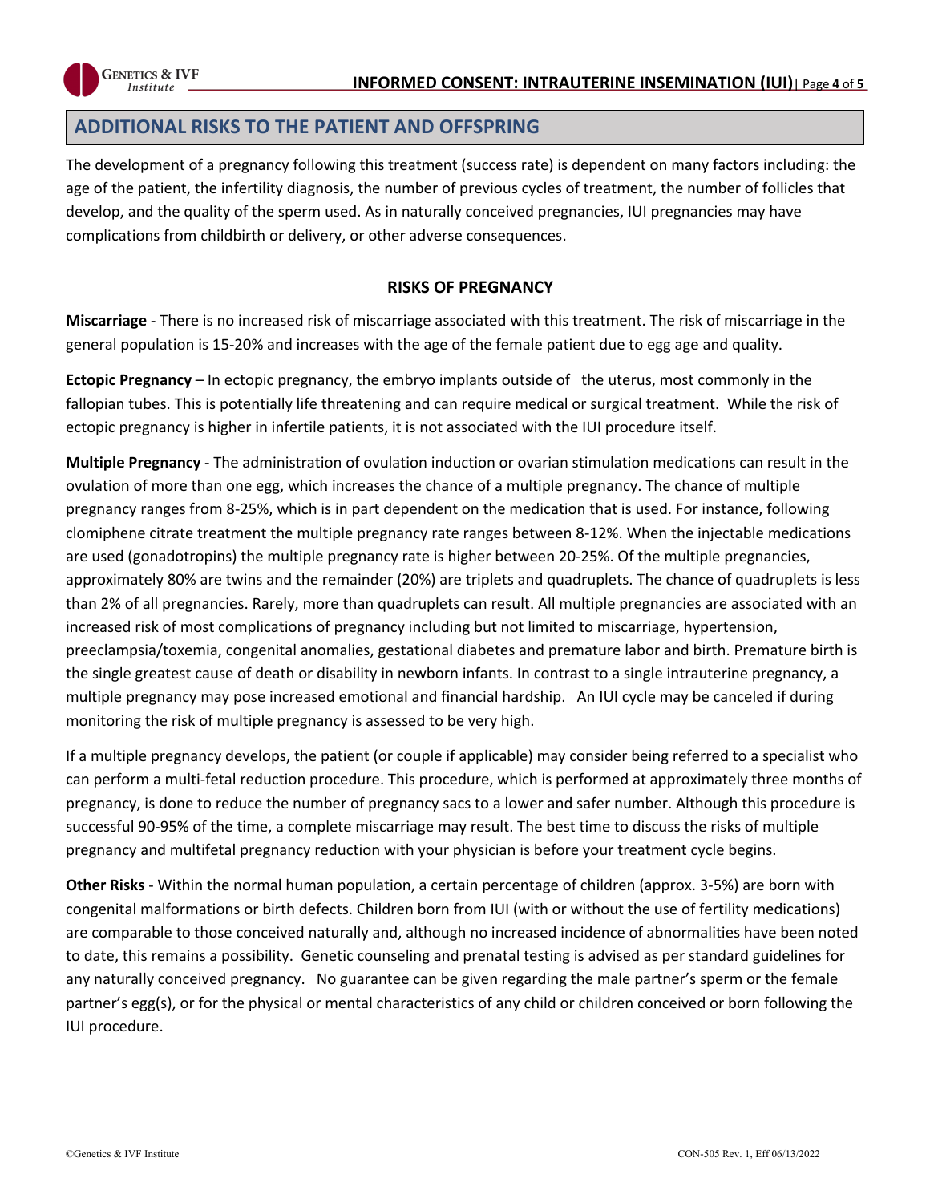## ADDITIONAL RISKS TO THE PATIENT AND OFFSPRING

The development of a pregnancy following this treatment (success rate) is dependent on many factors including: the age of the patient, the infertility diagnosis, the number of previous cycles of treatment, the number of follicles that develop, and the quality of the sperm used. As in naturally conceived pregnancies, IUI pregnancies may have complications from childbirth or delivery, or other adverse consequences.

### RISKS OF PREGNANCY

**Miscarriage** - There is no increased risk of miscarriage associated with this treatment. The risk of miscarriage in the general population is 15-20% and increases with the age of the female patient due to egg age and quality.

**Ectopic Pregnancy** – In ectopic pregnancy, the embryo implants outside of the uterus, most commonly in the fallopian tubes. This is potentially life threatening and can require medical or surgical treatment. While the risk of ectopic pregnancy is higher in infertile patients, it is not associated with the IUI procedure itself.

**Multiple Pregnancy** - The administration of ovulation induction or ovarian stimulation medications can result in the ovulation of more than one egg, which increases the chance of a multiple pregnancy. The chance of multiple pregnancy ranges from 8-25%, which is in part dependent on the medication that is used. For instance, following clomiphene citrate treatment the multiple pregnancy rate ranges between 8-12%. When the injectable medications are used (gonadotropins) the multiple pregnancy rate is higher between 20-25%. Of the multiple pregnancies, approximately 80% are twins and the remainder (20%) are triplets and quadruplets. The chance of quadruplets is less than 2% of all pregnancies. Rarely, more than quadruplets can result. All multiple pregnancies are associated with an increased risk of most complications of pregnancy including but not limited to miscarriage, hypertension, preeclampsia/toxemia, congenital anomalies, gestational diabetes and premature labor and birth. Premature birth is the single greatest cause of death or disability in newborn infants. In contrast to a single intrauterine pregnancy, a multiple pregnancy may pose increased emotional and financial hardship. An IUI cycle may be canceled if during monitoring the risk of multiple pregnancy is assessed to be very high.

If a multiple pregnancy develops, the patient (or couple if applicable) may consider being referred to a specialist who can perform a multi-fetal reduction procedure. This procedure, which is performed at approximately three months of pregnancy, is done to reduce the number of pregnancy sacs to a lower and safer number. Although this procedure is successful 90-95% of the time, a complete miscarriage may result. The best time to discuss the risks of multiple pregnancy and multifetal pregnancy reduction with your physician is before your treatment cycle begins.

**Other Risks** - Within the normal human population, a certain percentage of children (approx. 3-5%) are born with congenital malformations or birth defects. Children born from IUI (with or without the use of fertility medications) are comparable to those conceived naturally and, although no increased incidence of abnormalities have been noted to date, this remains a possibility. Genetic counseling and prenatal testing is advised as per standard guidelines for any naturally conceived pregnancy. No guarantee can be given regarding the male partner's sperm or the female partner's egg(s), or for the physical or mental characteristics of any child or children conceived or born following the IUI procedure.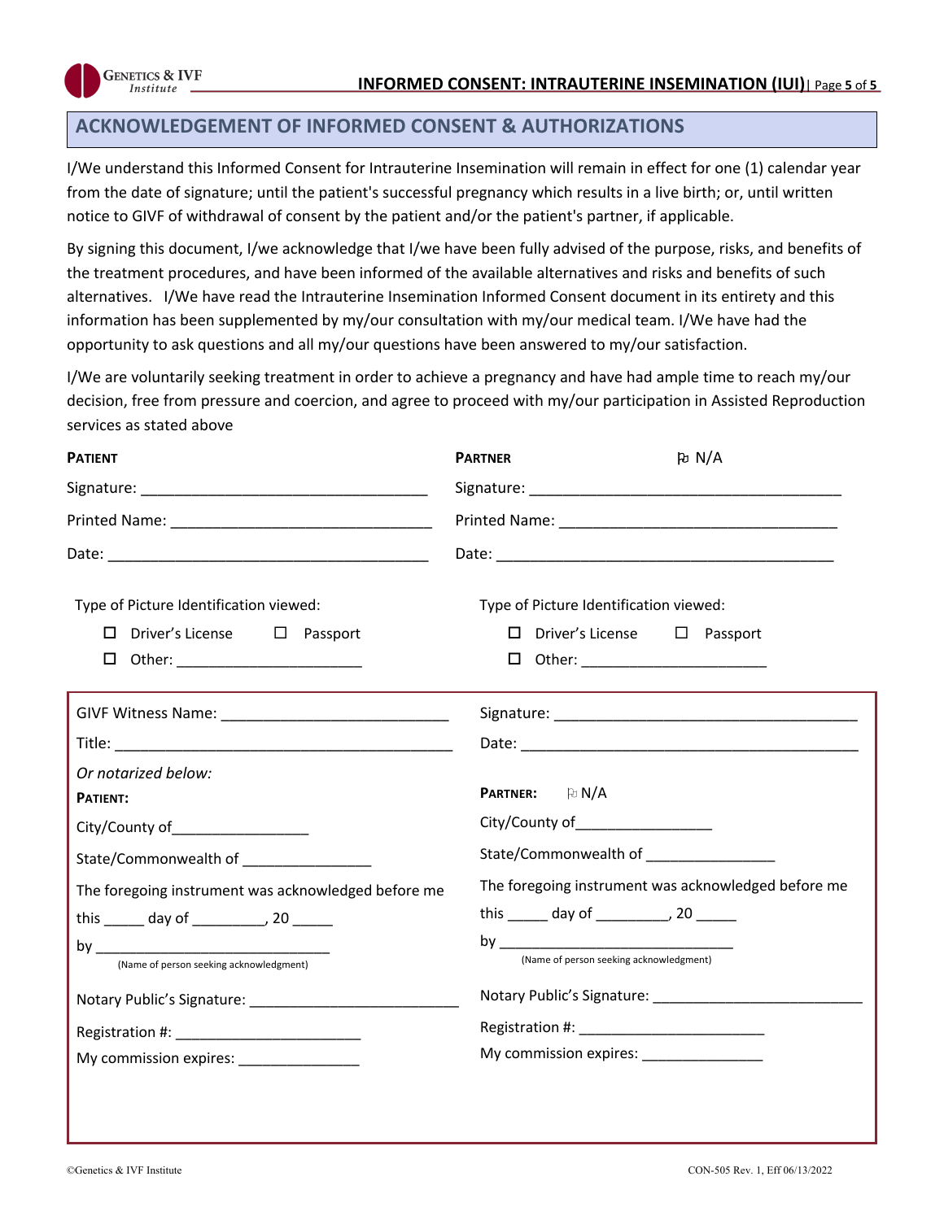## ACKNOWLEDGEMENT OF INFORMED CONSENT & AUTHORIZATIONS

I/We understand this Informed Consent for Intrauterine Insemination will remain in effect for one (1) calendar year from the date of signature; until the patient's successful pregnancy which results in a live birth; or, until written notice to GIVF of withdrawal of consent by the patient and/or the patient's partner, if applicable.

By signing this document, I/we acknowledge that I/we have been fully advised of the purpose, risks, and benefits of the treatment procedures, and have been informed of the available alternatives and risks and benefits of such alternatives. I/We have read the Intrauterine Insemination Informed Consent document in its entirety and this information has been supplemented by my/our consultation with my/our medical team. I/We have had the opportunity to ask questions and all my/our questions have been answered to my/our satisfaction.

I/We are voluntarily seeking treatment in order to achieve a pregnancy and have had ample time to reach my/our decision, free from pressure and coercion, and agree to proceed with my/our participation in Assisted Reproduction services as stated above

**PATIENT**

Signature: ___________________________________

Printed Name: ________________________________

Date: _______________________________________

Type of Picture Identification viewed:

☐ Driver's License ☐ Passport

☐ Other: ______________________

**PARTNER** ☐ N/A

Signature: ______________________________________

Printed Name: __________________________________

Date: __________________________________________

Type of Picture Identification viewed:

☐ Driver's License ☐ Passport

☐ Other: ______________________

GIVF Witness Name: ___________________________

Title: ________________________________________

Signature: ____________________________________

Date: ________________________________________

*Or notarized below:*

**PATIENT:**

City/County of________________

State/Commonwealth of _______________

The foregoing instrument was acknowledged before me this _____ day of _________, 20 _____

by ______________________________
(Name of person seeking acknowledgment)

Notary Public's Signature: _________________________

Registration #: _______________________

My commission expires: _______________

**PARTNER:** ☐ N/A

City/County of________________

State/Commonwealth of _______________

The foregoing instrument was acknowledged before me this _____ day of _________, 20 _____

by ______________________________
(Name of person seeking acknowledgment)

Notary Public's Signature: _________________________

Registration #: _______________________

My commission expires: _______________

©Genetics & IVF Institute

CON-505 Rev. 1, Eff 06/13/2022